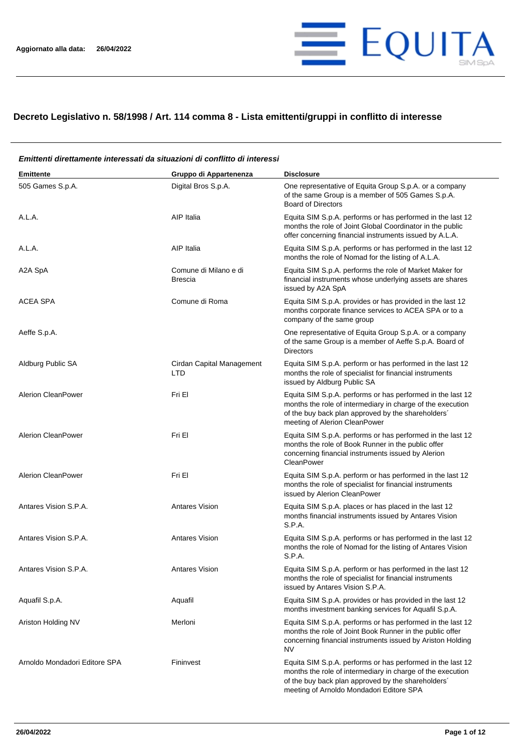Aggiornato alla data: 26/04/2022

# Decreto Legislativo n. 58/1998 / Art. 114 comma 8 - Lista emittenti/gruppi in conflitto di interesse

***Emittenti direttamente interessati da situazioni di conflitto di interessi***

| Emittente | Gruppo di Appartenenza | Disclosure |
|---|---|---|
| 505 Games S.p.A. | Digital Bros S.p.A. | One representative of Equita Group S.p.A. or a company of the same Group is a member of 505 Games S.p.A. Board of Directors |
| A.L.A. | AIP Italia | Equita SIM S.p.A. performs or has performed in the last 12 months the role of Joint Global Coordinator in the public offer concerning financial instruments issued by A.L.A. |
| A.L.A. | AIP Italia | Equita SIM S.p.A. performs or has performed in the last 12 months the role of Nomad for the listing of A.L.A. |
| A2A SpA | Comune di Milano e di Brescia | Equita SIM S.p.A. performs the role of Market Maker for financial instruments whose underlying assets are shares issued by A2A SpA |
| ACEA SPA | Comune di Roma | Equita SIM S.p.A. provides or has provided in the last 12 months corporate finance services to ACEA SPA or to a company of the same group |
| Aeffe S.p.A. | | One representative of Equita Group S.p.A. or a company of the same Group is a member of Aeffe S.p.A. Board of Directors |
| Aldburg Public SA | Cirdan Capital Management LTD | Equita SIM S.p.A. perform or has performed in the last 12 months the role of specialist for financial instruments issued by Aldburg Public SA |
| Alerion CleanPower | Fri El | Equita SIM S.p.A. performs or has performed in the last 12 months the role of intermediary in charge of the execution of the buy back plan approved by the shareholders´ meeting of Alerion CleanPower |
| Alerion CleanPower | Fri El | Equita SIM S.p.A. performs or has performed in the last 12 months the role of Book Runner in the public offer concerning financial instruments issued by Alerion CleanPower |
| Alerion CleanPower | Fri El | Equita SIM S.p.A. perform or has performed in the last 12 months the role of specialist for financial instruments issued by Alerion CleanPower |
| Antares Vision S.P.A. | Antares Vision | Equita SIM S.p.A. places or has placed in the last 12 months financial instruments issued by Antares Vision S.P.A. |
| Antares Vision S.P.A. | Antares Vision | Equita SIM S.p.A. performs or has performed in the last 12 months the role of Nomad for the listing of Antares Vision S.P.A. |
| Antares Vision S.P.A. | Antares Vision | Equita SIM S.p.A. perform or has performed in the last 12 months the role of specialist for financial instruments issued by Antares Vision S.P.A. |
| Aquafil S.p.A. | Aquafil | Equita SIM S.p.A. provides or has provided in the last 12 months investment banking services for Aquafil S.p.A. |
| Ariston Holding NV | Merloni | Equita SIM S.p.A. performs or has performed in the last 12 months the role of Joint Book Runner in the public offer concerning financial instruments issued by Ariston Holding NV |
| Arnoldo Mondadori Editore SPA | Fininvest | Equita SIM S.p.A. performs or has performed in the last 12 months the role of intermediary in charge of the execution of the buy back plan approved by the shareholders´ meeting of Arnoldo Mondadori Editore SPA |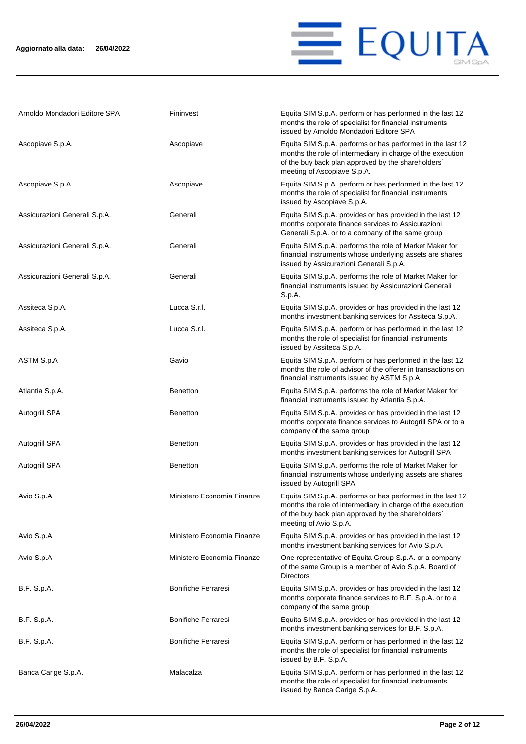| | | |
|---|---|---|
| Arnoldo Mondadori Editore SPA | Fininvest | Equita SIM S.p.A. perform or has performed in the last 12 months the role of specialist for financial instruments issued by Arnoldo Mondadori Editore SPA |
| Ascopiave S.p.A. | Ascopiave | Equita SIM S.p.A. performs or has performed in the last 12 months the role of intermediary in charge of the execution of the buy back plan approved by the shareholders´ meeting of Ascopiave S.p.A. |
| Ascopiave S.p.A. | Ascopiave | Equita SIM S.p.A. perform or has performed in the last 12 months the role of specialist for financial instruments issued by Ascopiave S.p.A. |
| Assicurazioni Generali S.p.A. | Generali | Equita SIM S.p.A. provides or has provided in the last 12 months corporate finance services to Assicurazioni Generali S.p.A. or to a company of the same group |
| Assicurazioni Generali S.p.A. | Generali | Equita SIM S.p.A. performs the role of Market Maker for financial instruments whose underlying assets are shares issued by Assicurazioni Generali S.p.A. |
| Assicurazioni Generali S.p.A. | Generali | Equita SIM S.p.A. performs the role of Market Maker for financial instruments issued by Assicurazioni Generali S.p.A. |
| Assiteca S.p.A. | Lucca S.r.l. | Equita SIM S.p.A. provides or has provided in the last 12 months investment banking services for Assiteca S.p.A. |
| Assiteca S.p.A. | Lucca S.r.l. | Equita SIM S.p.A. perform or has performed in the last 12 months the role of specialist for financial instruments issued by Assiteca S.p.A. |
| ASTM S.p.A | Gavio | Equita SIM S.p.A. perform or has performed in the last 12 months the role of advisor of the offerer in transactions on financial instruments issued by ASTM S.p.A |
| Atlantia S.p.A. | Benetton | Equita SIM S.p.A. performs the role of Market Maker for financial instruments issued by Atlantia S.p.A. |
| Autogrill SPA | Benetton | Equita SIM S.p.A. provides or has provided in the last 12 months corporate finance services to Autogrill SPA or to a company of the same group |
| Autogrill SPA | Benetton | Equita SIM S.p.A. provides or has provided in the last 12 months investment banking services for Autogrill SPA |
| Autogrill SPA | Benetton | Equita SIM S.p.A. performs the role of Market Maker for financial instruments whose underlying assets are shares issued by Autogrill SPA |
| Avio S.p.A. | Ministero Economia Finanze | Equita SIM S.p.A. performs or has performed in the last 12 months the role of intermediary in charge of the execution of the buy back plan approved by the shareholders´ meeting of Avio S.p.A. |
| Avio S.p.A. | Ministero Economia Finanze | Equita SIM S.p.A. provides or has provided in the last 12 months investment banking services for Avio S.p.A. |
| Avio S.p.A. | Ministero Economia Finanze | One representative of Equita Group S.p.A. or a company of the same Group is a member of Avio S.p.A. Board of Directors |
| B.F. S.p.A. | Bonifiche Ferraresi | Equita SIM S.p.A. provides or has provided in the last 12 months corporate finance services to B.F. S.p.A. or to a company of the same group |
| B.F. S.p.A. | Bonifiche Ferraresi | Equita SIM S.p.A. provides or has provided in the last 12 months investment banking services for B.F. S.p.A. |
| B.F. S.p.A. | Bonifiche Ferraresi | Equita SIM S.p.A. perform or has performed in the last 12 months the role of specialist for financial instruments issued by B.F. S.p.A. |
| Banca Carige S.p.A. | Malacalza | Equita SIM S.p.A. perform or has performed in the last 12 months the role of specialist for financial instruments issued by Banca Carige S.p.A. |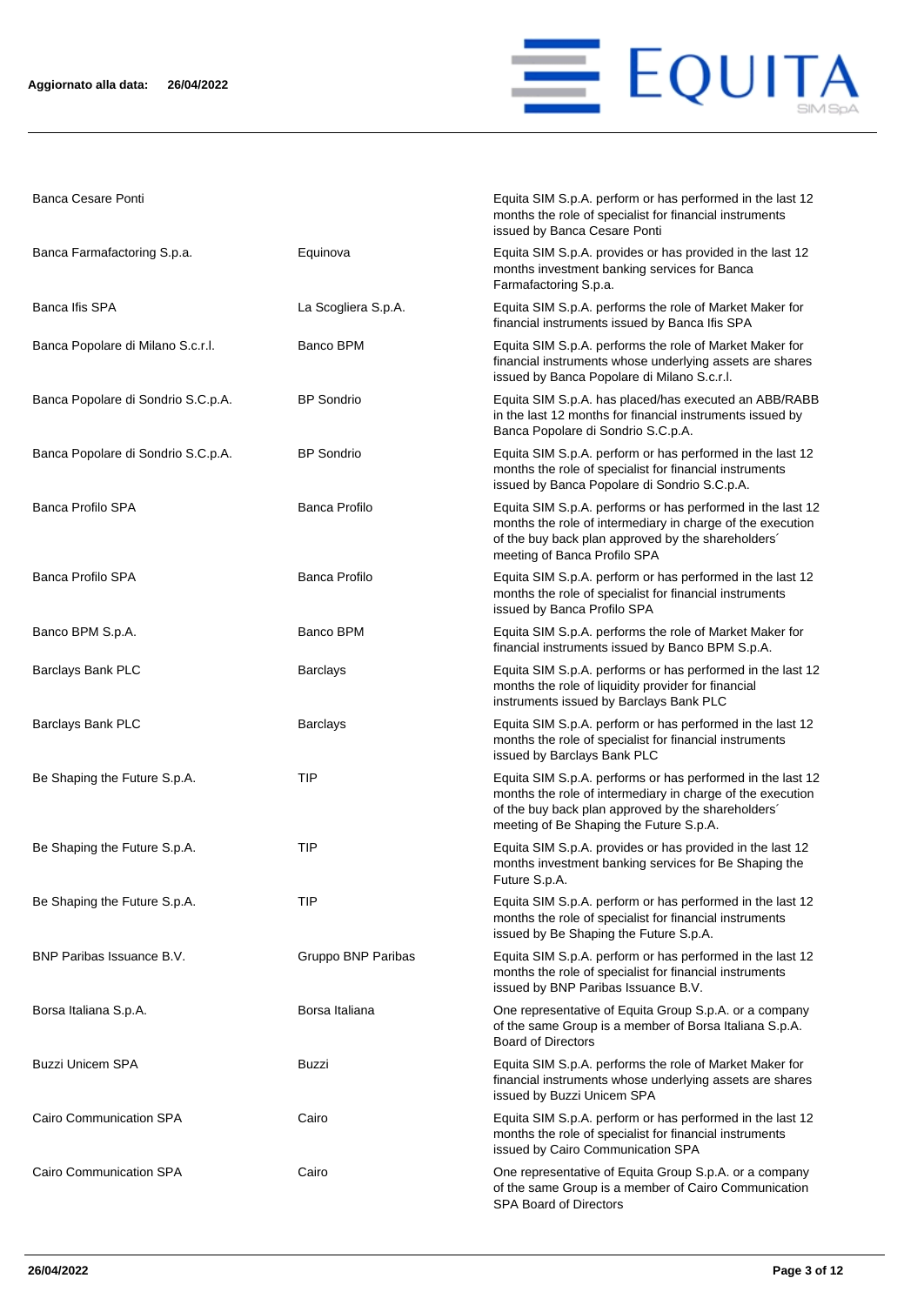| | | |
|---|---|---|
| Banca Cesare Ponti | | Equita SIM S.p.A. perform or has performed in the last 12 months the role of specialist for financial instruments issued by Banca Cesare Ponti |
| Banca Farmafactoring S.p.a. | Equinova | Equita SIM S.p.A. provides or has provided in the last 12 months investment banking services for Banca Farmafactoring S.p.a. |
| Banca Ifis SPA | La Scogliera S.p.A. | Equita SIM S.p.A. performs the role of Market Maker for financial instruments issued by Banca Ifis SPA |
| Banca Popolare di Milano S.c.r.l. | Banco BPM | Equita SIM S.p.A. performs the role of Market Maker for financial instruments whose underlying assets are shares issued by Banca Popolare di Milano S.c.r.l. |
| Banca Popolare di Sondrio S.C.p.A. | BP Sondrio | Equita SIM S.p.A. has placed/has executed an ABB/RABB in the last 12 months for financial instruments issued by Banca Popolare di Sondrio S.C.p.A. |
| Banca Popolare di Sondrio S.C.p.A. | BP Sondrio | Equita SIM S.p.A. perform or has performed in the last 12 months the role of specialist for financial instruments issued by Banca Popolare di Sondrio S.C.p.A. |
| Banca Profilo SPA | Banca Profilo | Equita SIM S.p.A. performs or has performed in the last 12 months the role of intermediary in charge of the execution of the buy back plan approved by the shareholders´ meeting of Banca Profilo SPA |
| Banca Profilo SPA | Banca Profilo | Equita SIM S.p.A. perform or has performed in the last 12 months the role of specialist for financial instruments issued by Banca Profilo SPA |
| Banco BPM S.p.A. | Banco BPM | Equita SIM S.p.A. performs the role of Market Maker for financial instruments issued by Banco BPM S.p.A. |
| Barclays Bank PLC | Barclays | Equita SIM S.p.A. performs or has performed in the last 12 months the role of liquidity provider for financial instruments issued by Barclays Bank PLC |
| Barclays Bank PLC | Barclays | Equita SIM S.p.A. perform or has performed in the last 12 months the role of specialist for financial instruments issued by Barclays Bank PLC |
| Be Shaping the Future S.p.A. | TIP | Equita SIM S.p.A. performs or has performed in the last 12 months the role of intermediary in charge of the execution of the buy back plan approved by the shareholders´ meeting of Be Shaping the Future S.p.A. |
| Be Shaping the Future S.p.A. | TIP | Equita SIM S.p.A. provides or has provided in the last 12 months investment banking services for Be Shaping the Future S.p.A. |
| Be Shaping the Future S.p.A. | TIP | Equita SIM S.p.A. perform or has performed in the last 12 months the role of specialist for financial instruments issued by Be Shaping the Future S.p.A. |
| BNP Paribas Issuance B.V. | Gruppo BNP Paribas | Equita SIM S.p.A. perform or has performed in the last 12 months the role of specialist for financial instruments issued by BNP Paribas Issuance B.V. |
| Borsa Italiana S.p.A. | Borsa Italiana | One representative of Equita Group S.p.A. or a company of the same Group is a member of Borsa Italiana S.p.A. Board of Directors |
| Buzzi Unicem SPA | Buzzi | Equita SIM S.p.A. performs the role of Market Maker for financial instruments whose underlying assets are shares issued by Buzzi Unicem SPA |
| Cairo Communication SPA | Cairo | Equita SIM S.p.A. perform or has performed in the last 12 months the role of specialist for financial instruments issued by Cairo Communication SPA |
| Cairo Communication SPA | Cairo | One representative of Equita Group S.p.A. or a company of the same Group is a member of Cairo Communication SPA Board of Directors |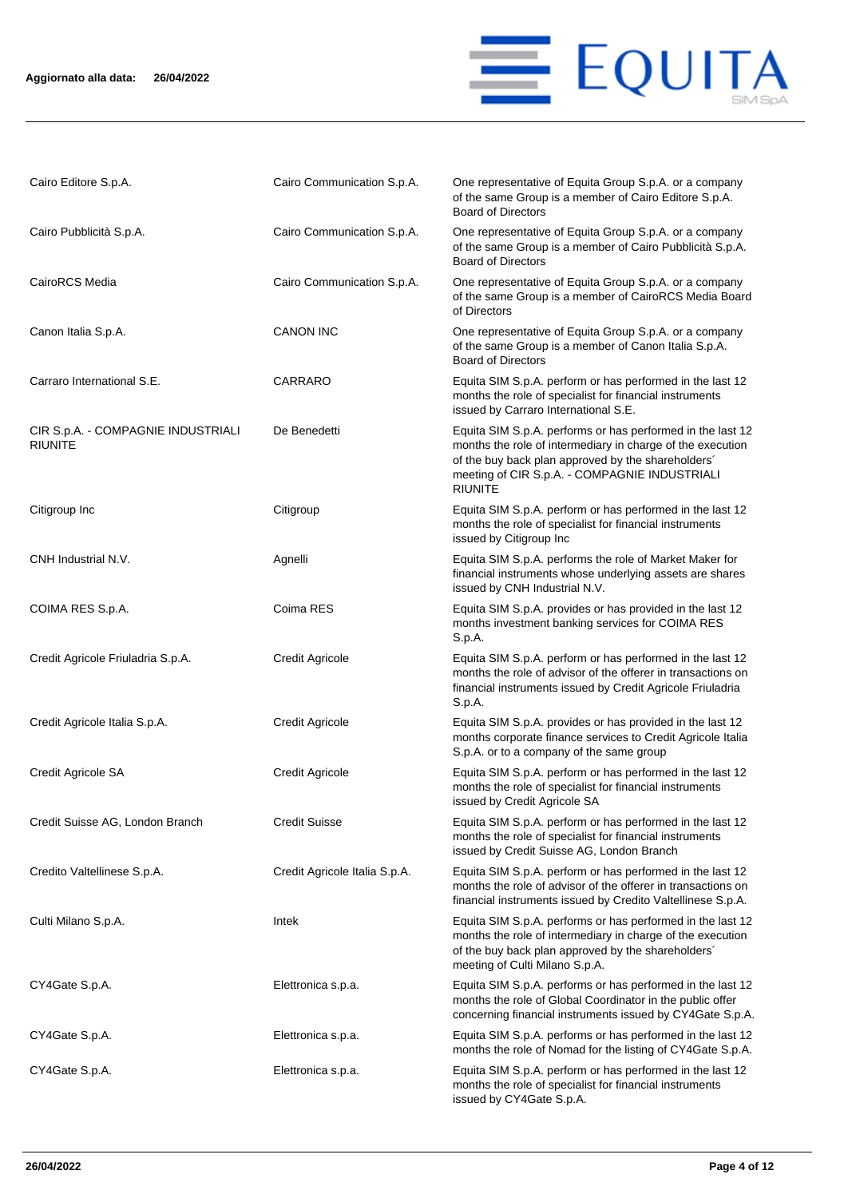| | | |
|---|---|---|
| Cairo Editore S.p.A. | Cairo Communication S.p.A. | One representative of Equita Group S.p.A. or a company of the same Group is a member of Cairo Editore S.p.A. Board of Directors |
| Cairo Pubblicità S.p.A. | Cairo Communication S.p.A. | One representative of Equita Group S.p.A. or a company of the same Group is a member of Cairo Pubblicità S.p.A. Board of Directors |
| CairoRCS Media | Cairo Communication S.p.A. | One representative of Equita Group S.p.A. or a company of the same Group is a member of CairoRCS Media Board of Directors |
| Canon Italia S.p.A. | CANON INC | One representative of Equita Group S.p.A. or a company of the same Group is a member of Canon Italia S.p.A. Board of Directors |
| Carraro International S.E. | CARRARO | Equita SIM S.p.A. perform or has performed in the last 12 months the role of specialist for financial instruments issued by Carraro International S.E. |
| CIR S.p.A. - COMPAGNIE INDUSTRIALI RIUNITE | De Benedetti | Equita SIM S.p.A. performs or has performed in the last 12 months the role of intermediary in charge of the execution of the buy back plan approved by the shareholders´ meeting of CIR S.p.A. - COMPAGNIE INDUSTRIALI RIUNITE |
| Citigroup Inc | Citigroup | Equita SIM S.p.A. perform or has performed in the last 12 months the role of specialist for financial instruments issued by Citigroup Inc |
| CNH Industrial N.V. | Agnelli | Equita SIM S.p.A. performs the role of Market Maker for financial instruments whose underlying assets are shares issued by CNH Industrial N.V. |
| COIMA RES S.p.A. | Coima RES | Equita SIM S.p.A. provides or has provided in the last 12 months investment banking services for COIMA RES S.p.A. |
| Credit Agricole Friuladria S.p.A. | Credit Agricole | Equita SIM S.p.A. perform or has performed in the last 12 months the role of advisor of the offerer in transactions on financial instruments issued by Credit Agricole Friuladria S.p.A. |
| Credit Agricole Italia S.p.A. | Credit Agricole | Equita SIM S.p.A. provides or has provided in the last 12 months corporate finance services to Credit Agricole Italia S.p.A. or to a company of the same group |
| Credit Agricole SA | Credit Agricole | Equita SIM S.p.A. perform or has performed in the last 12 months the role of specialist for financial instruments issued by Credit Agricole SA |
| Credit Suisse AG, London Branch | Credit Suisse | Equita SIM S.p.A. perform or has performed in the last 12 months the role of specialist for financial instruments issued by Credit Suisse AG, London Branch |
| Credito Valtellinese S.p.A. | Credit Agricole Italia S.p.A. | Equita SIM S.p.A. perform or has performed in the last 12 months the role of advisor of the offerer in transactions on financial instruments issued by Credito Valtellinese S.p.A. |
| Culti Milano S.p.A. | Intek | Equita SIM S.p.A. performs or has performed in the last 12 months the role of intermediary in charge of the execution of the buy back plan approved by the shareholders´ meeting of Culti Milano S.p.A. |
| CY4Gate S.p.A. | Elettronica s.p.a. | Equita SIM S.p.A. performs or has performed in the last 12 months the role of Global Coordinator in the public offer concerning financial instruments issued by CY4Gate S.p.A. |
| CY4Gate S.p.A. | Elettronica s.p.a. | Equita SIM S.p.A. performs or has performed in the last 12 months the role of Nomad for the listing of CY4Gate S.p.A. |
| CY4Gate S.p.A. | Elettronica s.p.a. | Equita SIM S.p.A. perform or has performed in the last 12 months the role of specialist for financial instruments issued by CY4Gate S.p.A. |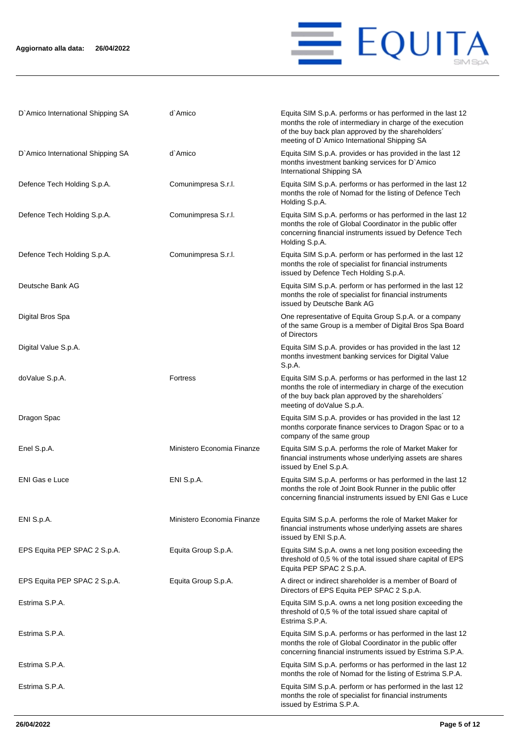| | | |
|---|---|---|
| D`Amico International Shipping SA | d`Amico | Equita SIM S.p.A. performs or has performed in the last 12 months the role of intermediary in charge of the execution of the buy back plan approved by the shareholders´ meeting of D`Amico International Shipping SA |
| D`Amico International Shipping SA | d`Amico | Equita SIM S.p.A. provides or has provided in the last 12 months investment banking services for D`Amico International Shipping SA |
| Defence Tech Holding S.p.A. | Comunimpresa S.r.l. | Equita SIM S.p.A. performs or has performed in the last 12 months the role of Nomad for the listing of Defence Tech Holding S.p.A. |
| Defence Tech Holding S.p.A. | Comunimpresa S.r.l. | Equita SIM S.p.A. performs or has performed in the last 12 months the role of Global Coordinator in the public offer concerning financial instruments issued by Defence Tech Holding S.p.A. |
| Defence Tech Holding S.p.A. | Comunimpresa S.r.l. | Equita SIM S.p.A. perform or has performed in the last 12 months the role of specialist for financial instruments issued by Defence Tech Holding S.p.A. |
| Deutsche Bank AG | | Equita SIM S.p.A. perform or has performed in the last 12 months the role of specialist for financial instruments issued by Deutsche Bank AG |
| Digital Bros Spa | | One representative of Equita Group S.p.A. or a company of the same Group is a member of Digital Bros Spa Board of Directors |
| Digital Value S.p.A. | | Equita SIM S.p.A. provides or has provided in the last 12 months investment banking services for Digital Value S.p.A. |
| doValue S.p.A. | Fortress | Equita SIM S.p.A. performs or has performed in the last 12 months the role of intermediary in charge of the execution of the buy back plan approved by the shareholders´ meeting of doValue S.p.A. |
| Dragon Spac | | Equita SIM S.p.A. provides or has provided in the last 12 months corporate finance services to Dragon Spac or to a company of the same group |
| Enel S.p.A. | Ministero Economia Finanze | Equita SIM S.p.A. performs the role of Market Maker for financial instruments whose underlying assets are shares issued by Enel S.p.A. |
| ENI Gas e Luce | ENI S.p.A. | Equita SIM S.p.A. performs or has performed in the last 12 months the role of Joint Book Runner in the public offer concerning financial instruments issued by ENI Gas e Luce |
| ENI S.p.A. | Ministero Economia Finanze | Equita SIM S.p.A. performs the role of Market Maker for financial instruments whose underlying assets are shares issued by ENI S.p.A. |
| EPS Equita PEP SPAC 2 S.p.A. | Equita Group S.p.A. | Equita SIM S.p.A. owns a net long position exceeding the threshold of 0,5 % of the total issued share capital of EPS Equita PEP SPAC 2 S.p.A. |
| EPS Equita PEP SPAC 2 S.p.A. | Equita Group S.p.A. | A direct or indirect shareholder is a member of Board of Directors of EPS Equita PEP SPAC 2 S.p.A. |
| Estrima S.P.A. | | Equita SIM S.p.A. owns a net long position exceeding the threshold of 0,5 % of the total issued share capital of Estrima S.P.A. |
| Estrima S.P.A. | | Equita SIM S.p.A. performs or has performed in the last 12 months the role of Global Coordinator in the public offer concerning financial instruments issued by Estrima S.P.A. |
| Estrima S.P.A. | | Equita SIM S.p.A. performs or has performed in the last 12 months the role of Nomad for the listing of Estrima S.P.A. |
| Estrima S.P.A. | | Equita SIM S.p.A. perform or has performed in the last 12 months the role of specialist for financial instruments issued by Estrima S.P.A. |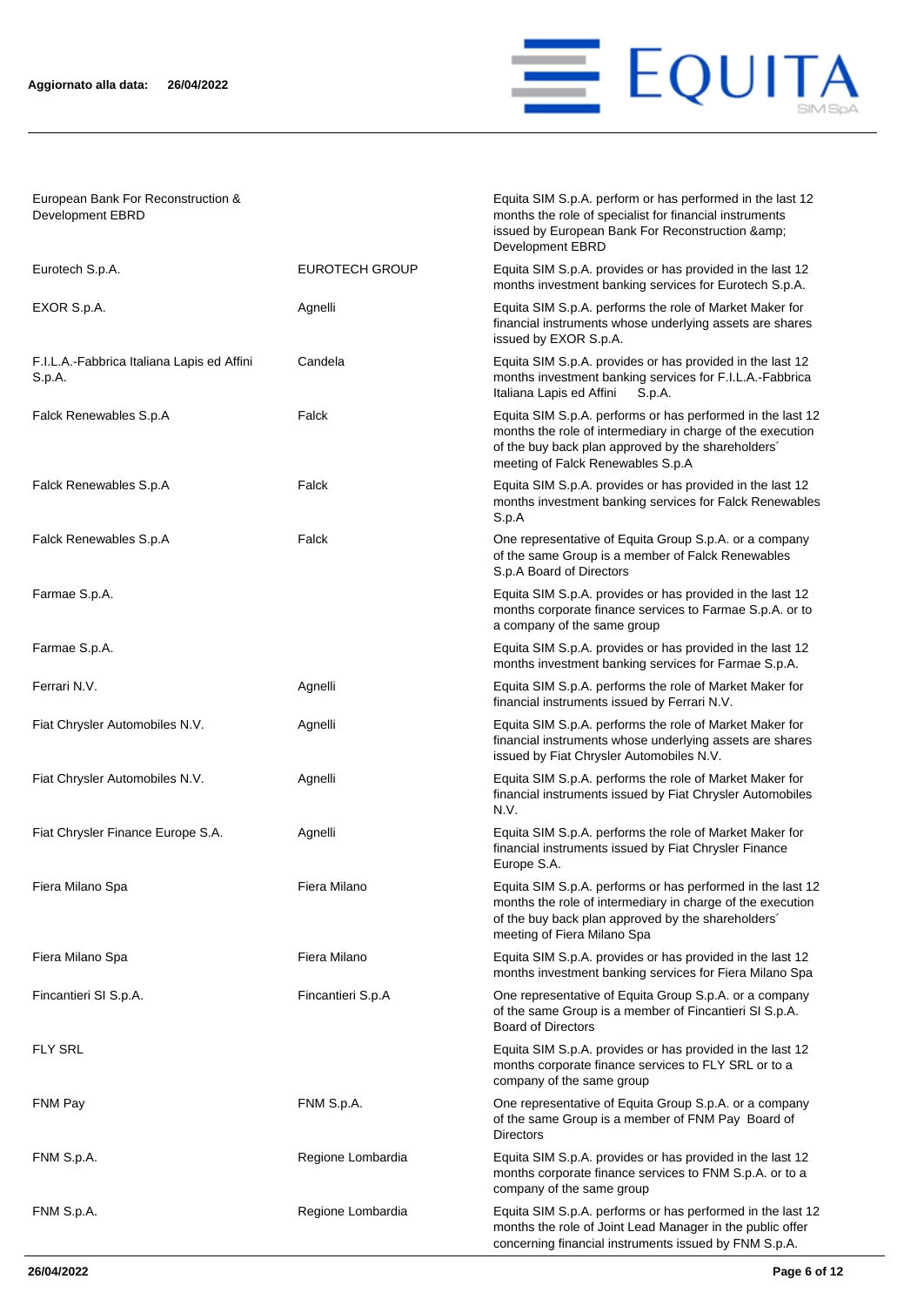Aggiornato alla data: 26/04/2022

| | | |
|---|---|---|
| European Bank For Reconstruction & Development EBRD | | Equita SIM S.p.A. perform or has performed in the last 12 months the role of specialist for financial instruments issued by European Bank For Reconstruction &amp; Development EBRD |
| Eurotech S.p.A. | EUROTECH GROUP | Equita SIM S.p.A. provides or has provided in the last 12 months investment banking services for Eurotech S.p.A. |
| EXOR S.p.A. | Agnelli | Equita SIM S.p.A. performs the role of Market Maker for financial instruments whose underlying assets are shares issued by EXOR S.p.A. |
| F.I.L.A.-Fabbrica Italiana Lapis ed Affini S.p.A. | Candela | Equita SIM S.p.A. provides or has provided in the last 12 months investment banking services for F.I.L.A.-Fabbrica Italiana Lapis ed Affini S.p.A. |
| Falck Renewables S.p.A | Falck | Equita SIM S.p.A. performs or has performed in the last 12 months the role of intermediary in charge of the execution of the buy back plan approved by the shareholders´ meeting of Falck Renewables S.p.A |
| Falck Renewables S.p.A | Falck | Equita SIM S.p.A. provides or has provided in the last 12 months investment banking services for Falck Renewables S.p.A |
| Falck Renewables S.p.A | Falck | One representative of Equita Group S.p.A. or a company of the same Group is a member of Falck Renewables S.p.A Board of Directors |
| Farmae S.p.A. | | Equita SIM S.p.A. provides or has provided in the last 12 months corporate finance services to Farmae S.p.A. or to a company of the same group |
| Farmae S.p.A. | | Equita SIM S.p.A. provides or has provided in the last 12 months investment banking services for Farmae S.p.A. |
| Ferrari N.V. | Agnelli | Equita SIM S.p.A. performs the role of Market Maker for financial instruments issued by Ferrari N.V. |
| Fiat Chrysler Automobiles N.V. | Agnelli | Equita SIM S.p.A. performs the role of Market Maker for financial instruments whose underlying assets are shares issued by Fiat Chrysler Automobiles N.V. |
| Fiat Chrysler Automobiles N.V. | Agnelli | Equita SIM S.p.A. performs the role of Market Maker for financial instruments issued by Fiat Chrysler Automobiles N.V. |
| Fiat Chrysler Finance Europe S.A. | Agnelli | Equita SIM S.p.A. performs the role of Market Maker for financial instruments issued by Fiat Chrysler Finance Europe S.A. |
| Fiera Milano Spa | Fiera Milano | Equita SIM S.p.A. performs or has performed in the last 12 months the role of intermediary in charge of the execution of the buy back plan approved by the shareholders´ meeting of Fiera Milano Spa |
| Fiera Milano Spa | Fiera Milano | Equita SIM S.p.A. provides or has provided in the last 12 months investment banking services for Fiera Milano Spa |
| Fincantieri SI S.p.A. | Fincantieri S.p.A | One representative of Equita Group S.p.A. or a company of the same Group is a member of Fincantieri SI S.p.A. Board of Directors |
| FLY SRL | | Equita SIM S.p.A. provides or has provided in the last 12 months corporate finance services to FLY SRL or to a company of the same group |
| FNM Pay | FNM S.p.A. | One representative of Equita Group S.p.A. or a company of the same Group is a member of FNM Pay Board of Directors |
| FNM S.p.A. | Regione Lombardia | Equita SIM S.p.A. provides or has provided in the last 12 months corporate finance services to FNM S.p.A. or to a company of the same group |
| FNM S.p.A. | Regione Lombardia | Equita SIM S.p.A. performs or has performed in the last 12 months the role of Joint Lead Manager in the public offer concerning financial instruments issued by FNM S.p.A. |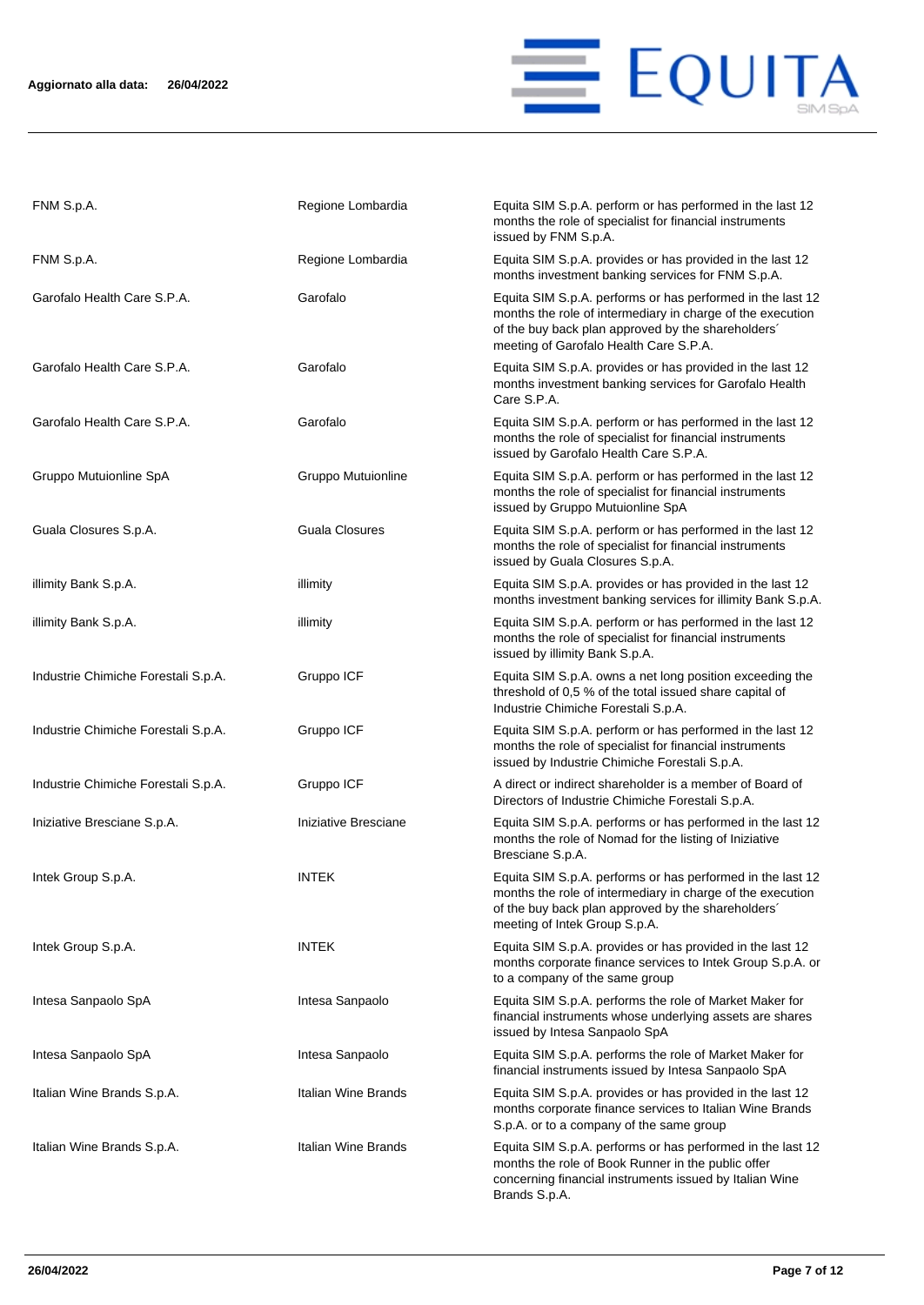| | | |
|---|---|---|
| FNM S.p.A. | Regione Lombardia | Equita SIM S.p.A. perform or has performed in the last 12 months the role of specialist for financial instruments issued by FNM S.p.A. |
| FNM S.p.A. | Regione Lombardia | Equita SIM S.p.A. provides or has provided in the last 12 months investment banking services for FNM S.p.A. |
| Garofalo Health Care S.P.A. | Garofalo | Equita SIM S.p.A. performs or has performed in the last 12 months the role of intermediary in charge of the execution of the buy back plan approved by the shareholders´ meeting of Garofalo Health Care S.P.A. |
| Garofalo Health Care S.P.A. | Garofalo | Equita SIM S.p.A. provides or has provided in the last 12 months investment banking services for Garofalo Health Care S.P.A. |
| Garofalo Health Care S.P.A. | Garofalo | Equita SIM S.p.A. perform or has performed in the last 12 months the role of specialist for financial instruments issued by Garofalo Health Care S.P.A. |
| Gruppo Mutuionline SpA | Gruppo Mutuionline | Equita SIM S.p.A. perform or has performed in the last 12 months the role of specialist for financial instruments issued by Gruppo Mutuionline SpA |
| Guala Closures S.p.A. | Guala Closures | Equita SIM S.p.A. perform or has performed in the last 12 months the role of specialist for financial instruments issued by Guala Closures S.p.A. |
| illimity Bank S.p.A. | illimity | Equita SIM S.p.A. provides or has provided in the last 12 months investment banking services for illimity Bank S.p.A. |
| illimity Bank S.p.A. | illimity | Equita SIM S.p.A. perform or has performed in the last 12 months the role of specialist for financial instruments issued by illimity Bank S.p.A. |
| Industrie Chimiche Forestali S.p.A. | Gruppo ICF | Equita SIM S.p.A. owns a net long position exceeding the threshold of 0,5 % of the total issued share capital of Industrie Chimiche Forestali S.p.A. |
| Industrie Chimiche Forestali S.p.A. | Gruppo ICF | Equita SIM S.p.A. perform or has performed in the last 12 months the role of specialist for financial instruments issued by Industrie Chimiche Forestali S.p.A. |
| Industrie Chimiche Forestali S.p.A. | Gruppo ICF | A direct or indirect shareholder is a member of Board of Directors of Industrie Chimiche Forestali S.p.A. |
| Iniziative Bresciane S.p.A. | Iniziative Bresciane | Equita SIM S.p.A. performs or has performed in the last 12 months the role of Nomad for the listing of Iniziative Bresciane S.p.A. |
| Intek Group S.p.A. | INTEK | Equita SIM S.p.A. performs or has performed in the last 12 months the role of intermediary in charge of the execution of the buy back plan approved by the shareholders´ meeting of Intek Group S.p.A. |
| Intek Group S.p.A. | INTEK | Equita SIM S.p.A. provides or has provided in the last 12 months corporate finance services to Intek Group S.p.A. or to a company of the same group |
| Intesa Sanpaolo SpA | Intesa Sanpaolo | Equita SIM S.p.A. performs the role of Market Maker for financial instruments whose underlying assets are shares issued by Intesa Sanpaolo SpA |
| Intesa Sanpaolo SpA | Intesa Sanpaolo | Equita SIM S.p.A. performs the role of Market Maker for financial instruments issued by Intesa Sanpaolo SpA |
| Italian Wine Brands S.p.A. | Italian Wine Brands | Equita SIM S.p.A. provides or has provided in the last 12 months corporate finance services to Italian Wine Brands S.p.A. or to a company of the same group |
| Italian Wine Brands S.p.A. | Italian Wine Brands | Equita SIM S.p.A. performs or has performed in the last 12 months the role of Book Runner in the public offer concerning financial instruments issued by Italian Wine Brands S.p.A. |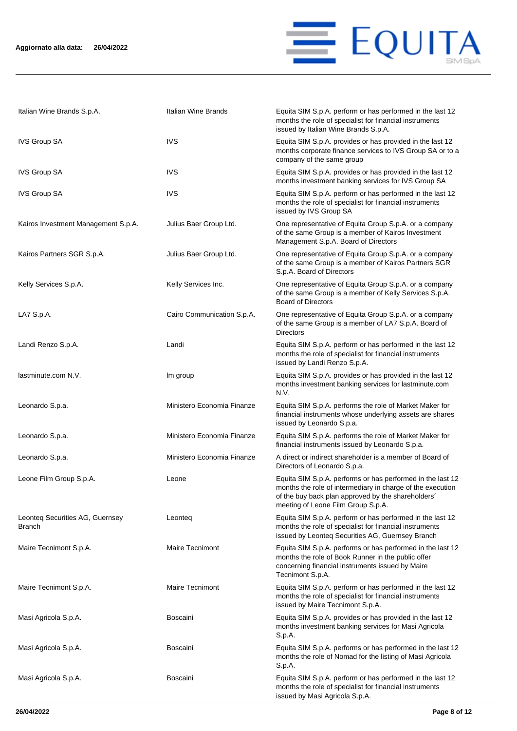**Aggiornato alla data: 26/04/2022**

| | | |
|---|---|---|
| Italian Wine Brands S.p.A. | Italian Wine Brands | Equita SIM S.p.A. perform or has performed in the last 12 months the role of specialist for financial instruments issued by Italian Wine Brands S.p.A. |
| IVS Group SA | IVS | Equita SIM S.p.A. provides or has provided in the last 12 months corporate finance services to IVS Group SA or to a company of the same group |
| IVS Group SA | IVS | Equita SIM S.p.A. provides or has provided in the last 12 months investment banking services for IVS Group SA |
| IVS Group SA | IVS | Equita SIM S.p.A. perform or has performed in the last 12 months the role of specialist for financial instruments issued by IVS Group SA |
| Kairos Investment Management S.p.A. | Julius Baer Group Ltd. | One representative of Equita Group S.p.A. or a company of the same Group is a member of Kairos Investment Management S.p.A. Board of Directors |
| Kairos Partners SGR S.p.A. | Julius Baer Group Ltd. | One representative of Equita Group S.p.A. or a company of the same Group is a member of Kairos Partners SGR S.p.A. Board of Directors |
| Kelly Services S.p.A. | Kelly Services Inc. | One representative of Equita Group S.p.A. or a company of the same Group is a member of Kelly Services S.p.A. Board of Directors |
| LA7 S.p.A. | Cairo Communication S.p.A. | One representative of Equita Group S.p.A. or a company of the same Group is a member of LA7 S.p.A. Board of Directors |
| Landi Renzo S.p.A. | Landi | Equita SIM S.p.A. perform or has performed in the last 12 months the role of specialist for financial instruments issued by Landi Renzo S.p.A. |
| lastminute.com N.V. | lm group | Equita SIM S.p.A. provides or has provided in the last 12 months investment banking services for lastminute.com N.V. |
| Leonardo S.p.a. | Ministero Economia Finanze | Equita SIM S.p.A. performs the role of Market Maker for financial instruments whose underlying assets are shares issued by Leonardo S.p.a. |
| Leonardo S.p.a. | Ministero Economia Finanze | Equita SIM S.p.A. performs the role of Market Maker for financial instruments issued by Leonardo S.p.a. |
| Leonardo S.p.a. | Ministero Economia Finanze | A direct or indirect shareholder is a member of Board of Directors of Leonardo S.p.a. |
| Leone Film Group S.p.A. | Leone | Equita SIM S.p.A. performs or has performed in the last 12 months the role of intermediary in charge of the execution of the buy back plan approved by the shareholders´ meeting of Leone Film Group S.p.A. |
| Leonteq Securities AG, Guernsey Branch | Leonteq | Equita SIM S.p.A. perform or has performed in the last 12 months the role of specialist for financial instruments issued by Leonteq Securities AG, Guernsey Branch |
| Maire Tecnimont S.p.A. | Maire Tecnimont | Equita SIM S.p.A. performs or has performed in the last 12 months the role of Book Runner in the public offer concerning financial instruments issued by Maire Tecnimont S.p.A. |
| Maire Tecnimont S.p.A. | Maire Tecnimont | Equita SIM S.p.A. perform or has performed in the last 12 months the role of specialist for financial instruments issued by Maire Tecnimont S.p.A. |
| Masi Agricola S.p.A. | Boscaini | Equita SIM S.p.A. provides or has provided in the last 12 months investment banking services for Masi Agricola S.p.A. |
| Masi Agricola S.p.A. | Boscaini | Equita SIM S.p.A. performs or has performed in the last 12 months the role of Nomad for the listing of Masi Agricola S.p.A. |
| Masi Agricola S.p.A. | Boscaini | Equita SIM S.p.A. perform or has performed in the last 12 months the role of specialist for financial instruments issued by Masi Agricola S.p.A. |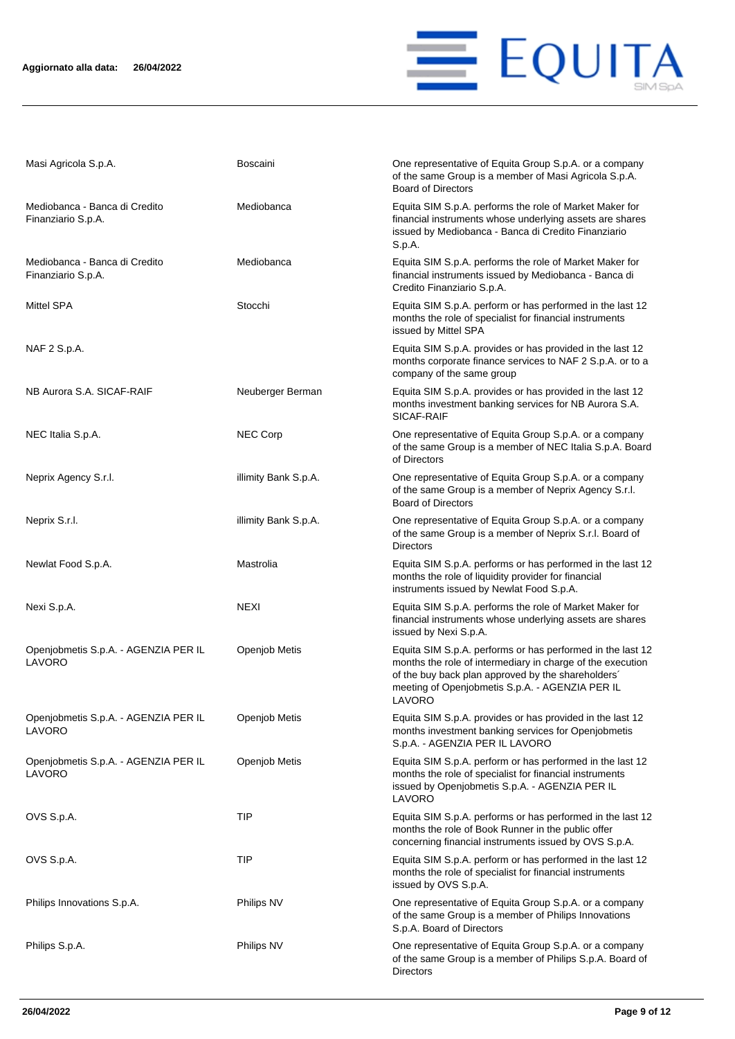| | | |
|---|---|---|
| Masi Agricola S.p.A. | Boscaini | One representative of Equita Group S.p.A. or a company of the same Group is a member of Masi Agricola S.p.A. Board of Directors |
| Mediobanca - Banca di Credito Finanziario S.p.A. | Mediobanca | Equita SIM S.p.A. performs the role of Market Maker for financial instruments whose underlying assets are shares issued by Mediobanca - Banca di Credito Finanziario S.p.A. |
| Mediobanca - Banca di Credito Finanziario S.p.A. | Mediobanca | Equita SIM S.p.A. performs the role of Market Maker for financial instruments issued by Mediobanca - Banca di Credito Finanziario S.p.A. |
| Mittel SPA | Stocchi | Equita SIM S.p.A. perform or has performed in the last 12 months the role of specialist for financial instruments issued by Mittel SPA |
| NAF 2 S.p.A. | | Equita SIM S.p.A. provides or has provided in the last 12 months corporate finance services to NAF 2 S.p.A. or to a company of the same group |
| NB Aurora S.A. SICAF-RAIF | Neuberger Berman | Equita SIM S.p.A. provides or has provided in the last 12 months investment banking services for NB Aurora S.A. SICAF-RAIF |
| NEC Italia S.p.A. | NEC Corp | One representative of Equita Group S.p.A. or a company of the same Group is a member of NEC Italia S.p.A. Board of Directors |
| Neprix Agency S.r.l. | illimity Bank S.p.A. | One representative of Equita Group S.p.A. or a company of the same Group is a member of Neprix Agency S.r.l. Board of Directors |
| Neprix S.r.l. | illimity Bank S.p.A. | One representative of Equita Group S.p.A. or a company of the same Group is a member of Neprix S.r.l. Board of Directors |
| Newlat Food S.p.A. | Mastrolia | Equita SIM S.p.A. performs or has performed in the last 12 months the role of liquidity provider for financial instruments issued by Newlat Food S.p.A. |
| Nexi S.p.A. | NEXI | Equita SIM S.p.A. performs the role of Market Maker for financial instruments whose underlying assets are shares issued by Nexi S.p.A. |
| Openjobmetis S.p.A. - AGENZIA PER IL LAVORO | Openjob Metis | Equita SIM S.p.A. performs or has performed in the last 12 months the role of intermediary in charge of the execution of the buy back plan approved by the shareholders´ meeting of Openjobmetis S.p.A. - AGENZIA PER IL LAVORO |
| Openjobmetis S.p.A. - AGENZIA PER IL LAVORO | Openjob Metis | Equita SIM S.p.A. provides or has provided in the last 12 months investment banking services for Openjobmetis S.p.A. - AGENZIA PER IL LAVORO |
| Openjobmetis S.p.A. - AGENZIA PER IL LAVORO | Openjob Metis | Equita SIM S.p.A. perform or has performed in the last 12 months the role of specialist for financial instruments issued by Openjobmetis S.p.A. - AGENZIA PER IL LAVORO |
| OVS S.p.A. | TIP | Equita SIM S.p.A. performs or has performed in the last 12 months the role of Book Runner in the public offer concerning financial instruments issued by OVS S.p.A. |
| OVS S.p.A. | TIP | Equita SIM S.p.A. perform or has performed in the last 12 months the role of specialist for financial instruments issued by OVS S.p.A. |
| Philips Innovations S.p.A. | Philips NV | One representative of Equita Group S.p.A. or a company of the same Group is a member of Philips Innovations S.p.A. Board of Directors |
| Philips S.p.A. | Philips NV | One representative of Equita Group S.p.A. or a company of the same Group is a member of Philips S.p.A. Board of Directors |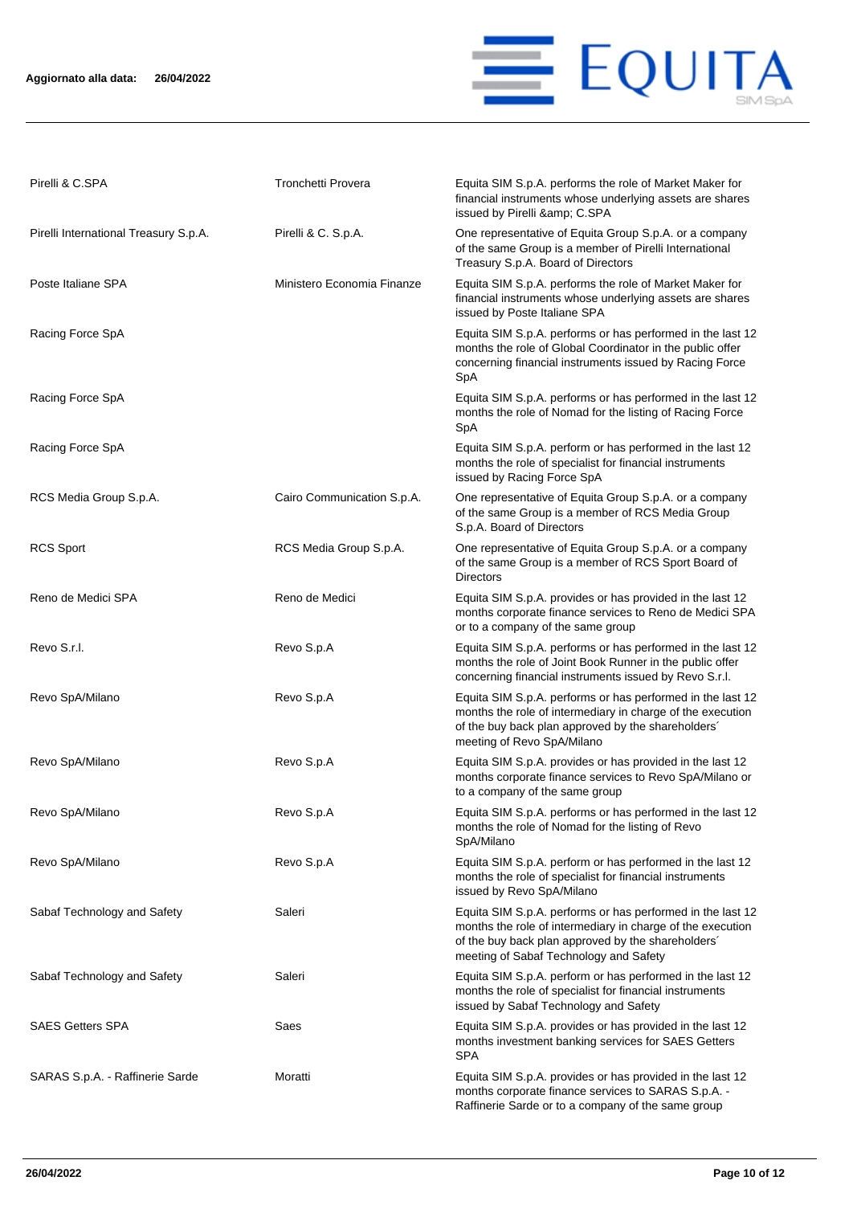| | | |
|---|---|---|
| Pirelli & C.SPA | Tronchetti Provera | Equita SIM S.p.A. performs the role of Market Maker for financial instruments whose underlying assets are shares issued by Pirelli &amp; C.SPA |
| Pirelli International Treasury S.p.A. | Pirelli & C. S.p.A. | One representative of Equita Group S.p.A. or a company of the same Group is a member of Pirelli International Treasury S.p.A. Board of Directors |
| Poste Italiane SPA | Ministero Economia Finanze | Equita SIM S.p.A. performs the role of Market Maker for financial instruments whose underlying assets are shares issued by Poste Italiane SPA |
| Racing Force SpA | | Equita SIM S.p.A. performs or has performed in the last 12 months the role of Global Coordinator in the public offer concerning financial instruments issued by Racing Force SpA |
| Racing Force SpA | | Equita SIM S.p.A. performs or has performed in the last 12 months the role of Nomad for the listing of Racing Force SpA |
| Racing Force SpA | | Equita SIM S.p.A. perform or has performed in the last 12 months the role of specialist for financial instruments issued by Racing Force SpA |
| RCS Media Group S.p.A. | Cairo Communication S.p.A. | One representative of Equita Group S.p.A. or a company of the same Group is a member of RCS Media Group S.p.A. Board of Directors |
| RCS Sport | RCS Media Group S.p.A. | One representative of Equita Group S.p.A. or a company of the same Group is a member of RCS Sport Board of Directors |
| Reno de Medici SPA | Reno de Medici | Equita SIM S.p.A. provides or has provided in the last 12 months corporate finance services to Reno de Medici SPA or to a company of the same group |
| Revo S.r.l. | Revo S.p.A | Equita SIM S.p.A. performs or has performed in the last 12 months the role of Joint Book Runner in the public offer concerning financial instruments issued by Revo S.r.l. |
| Revo SpA/Milano | Revo S.p.A | Equita SIM S.p.A. performs or has performed in the last 12 months the role of intermediary in charge of the execution of the buy back plan approved by the shareholders´ meeting of Revo SpA/Milano |
| Revo SpA/Milano | Revo S.p.A | Equita SIM S.p.A. provides or has provided in the last 12 months corporate finance services to Revo SpA/Milano or to a company of the same group |
| Revo SpA/Milano | Revo S.p.A | Equita SIM S.p.A. performs or has performed in the last 12 months the role of Nomad for the listing of Revo SpA/Milano |
| Revo SpA/Milano | Revo S.p.A | Equita SIM S.p.A. perform or has performed in the last 12 months the role of specialist for financial instruments issued by Revo SpA/Milano |
| Sabaf Technology and Safety | Saleri | Equita SIM S.p.A. performs or has performed in the last 12 months the role of intermediary in charge of the execution of the buy back plan approved by the shareholders´ meeting of Sabaf Technology and Safety |
| Sabaf Technology and Safety | Saleri | Equita SIM S.p.A. perform or has performed in the last 12 months the role of specialist for financial instruments issued by Sabaf Technology and Safety |
| SAES Getters SPA | Saes | Equita SIM S.p.A. provides or has provided in the last 12 months investment banking services for SAES Getters SPA |
| SARAS S.p.A. - Raffinerie Sarde | Moratti | Equita SIM S.p.A. provides or has provided in the last 12 months corporate finance services to SARAS S.p.A. - Raffinerie Sarde or to a company of the same group |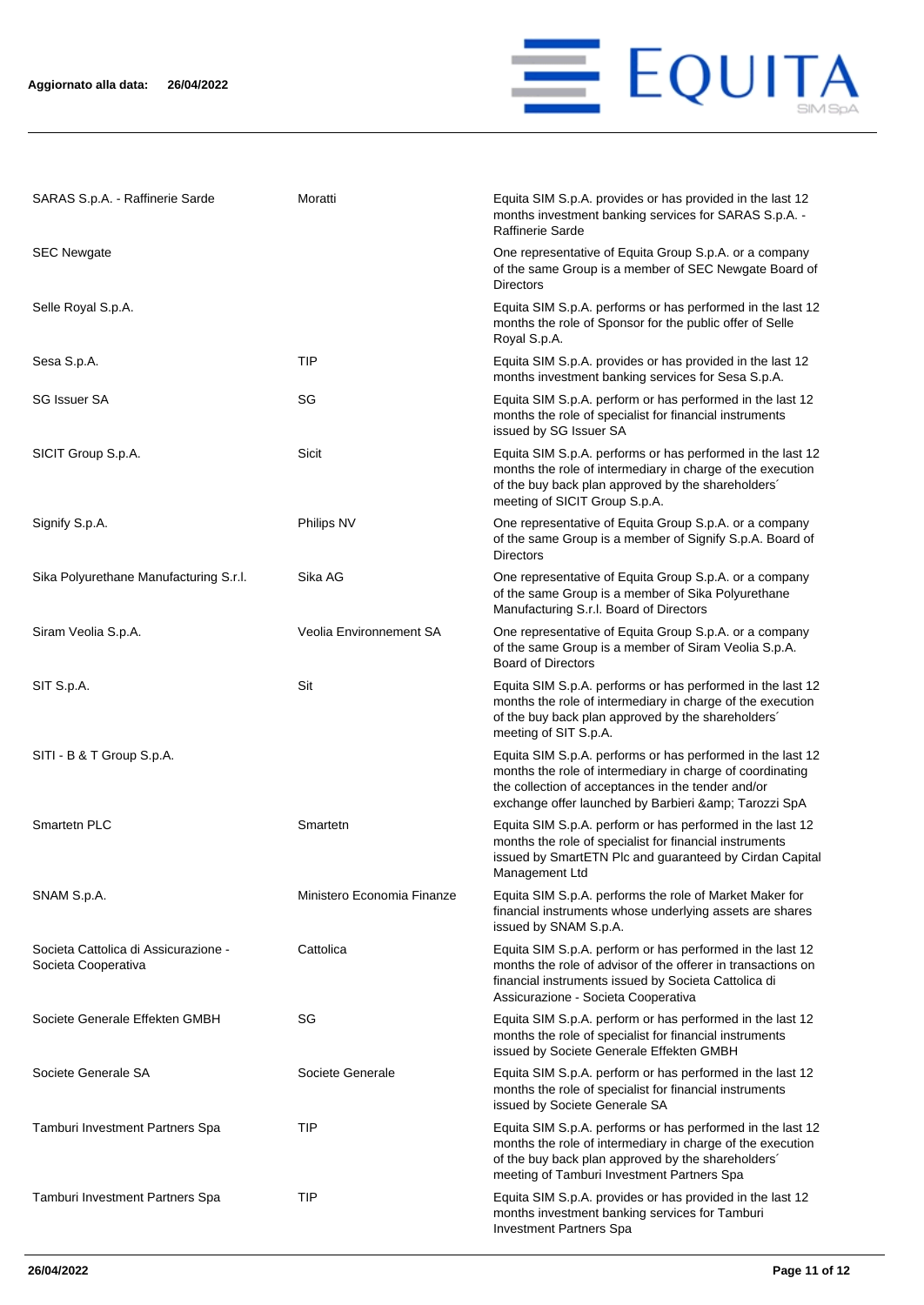Aggiornato alla data: **26/04/2022**

| | | |
|---|---|---|
| SARAS S.p.A. - Raffinerie Sarde | Moratti | Equita SIM S.p.A. provides or has provided in the last 12 months investment banking services for SARAS S.p.A. - Raffinerie Sarde |
| SEC Newgate | | One representative of Equita Group S.p.A. or a company of the same Group is a member of SEC Newgate Board of Directors |
| Selle Royal S.p.A. | | Equita SIM S.p.A. performs or has performed in the last 12 months the role of Sponsor for the public offer of Selle Royal S.p.A. |
| Sesa S.p.A. | TIP | Equita SIM S.p.A. provides or has provided in the last 12 months investment banking services for Sesa S.p.A. |
| SG Issuer SA | SG | Equita SIM S.p.A. perform or has performed in the last 12 months the role of specialist for financial instruments issued by SG Issuer SA |
| SICIT Group S.p.A. | Sicit | Equita SIM S.p.A. performs or has performed in the last 12 months the role of intermediary in charge of the execution of the buy back plan approved by the shareholders´ meeting of SICIT Group S.p.A. |
| Signify S.p.A. | Philips NV | One representative of Equita Group S.p.A. or a company of the same Group is a member of Signify S.p.A. Board of Directors |
| Sika Polyurethane Manufacturing S.r.l. | Sika AG | One representative of Equita Group S.p.A. or a company of the same Group is a member of Sika Polyurethane Manufacturing S.r.l. Board of Directors |
| Siram Veolia S.p.A. | Veolia Environnement SA | One representative of Equita Group S.p.A. or a company of the same Group is a member of Siram Veolia S.p.A. Board of Directors |
| SIT S.p.A. | Sit | Equita SIM S.p.A. performs or has performed in the last 12 months the role of intermediary in charge of the execution of the buy back plan approved by the shareholders´ meeting of SIT S.p.A. |
| SITI - B & T Group S.p.A. | | Equita SIM S.p.A. performs or has performed in the last 12 months the role of intermediary in charge of coordinating the collection of acceptances in the tender and/or exchange offer launched by Barbieri &amp; Tarozzi SpA |
| Smartetn PLC | Smartetn | Equita SIM S.p.A. perform or has performed in the last 12 months the role of specialist for financial instruments issued by SmartETN Plc and guaranteed by Cirdan Capital Management Ltd |
| SNAM S.p.A. | Ministero Economia Finanze | Equita SIM S.p.A. performs the role of Market Maker for financial instruments whose underlying assets are shares issued by SNAM S.p.A. |
| Societa Cattolica di Assicurazione - Societa Cooperativa | Cattolica | Equita SIM S.p.A. perform or has performed in the last 12 months the role of advisor of the offerer in transactions on financial instruments issued by Societa Cattolica di Assicurazione - Societa Cooperativa |
| Societe Generale Effekten GMBH | SG | Equita SIM S.p.A. perform or has performed in the last 12 months the role of specialist for financial instruments issued by Societe Generale Effekten GMBH |
| Societe Generale SA | Societe Generale | Equita SIM S.p.A. perform or has performed in the last 12 months the role of specialist for financial instruments issued by Societe Generale SA |
| Tamburi Investment Partners Spa | TIP | Equita SIM S.p.A. performs or has performed in the last 12 months the role of intermediary in charge of the execution of the buy back plan approved by the shareholders´ meeting of Tamburi Investment Partners Spa |
| Tamburi Investment Partners Spa | TIP | Equita SIM S.p.A. provides or has provided in the last 12 months investment banking services for Tamburi Investment Partners Spa |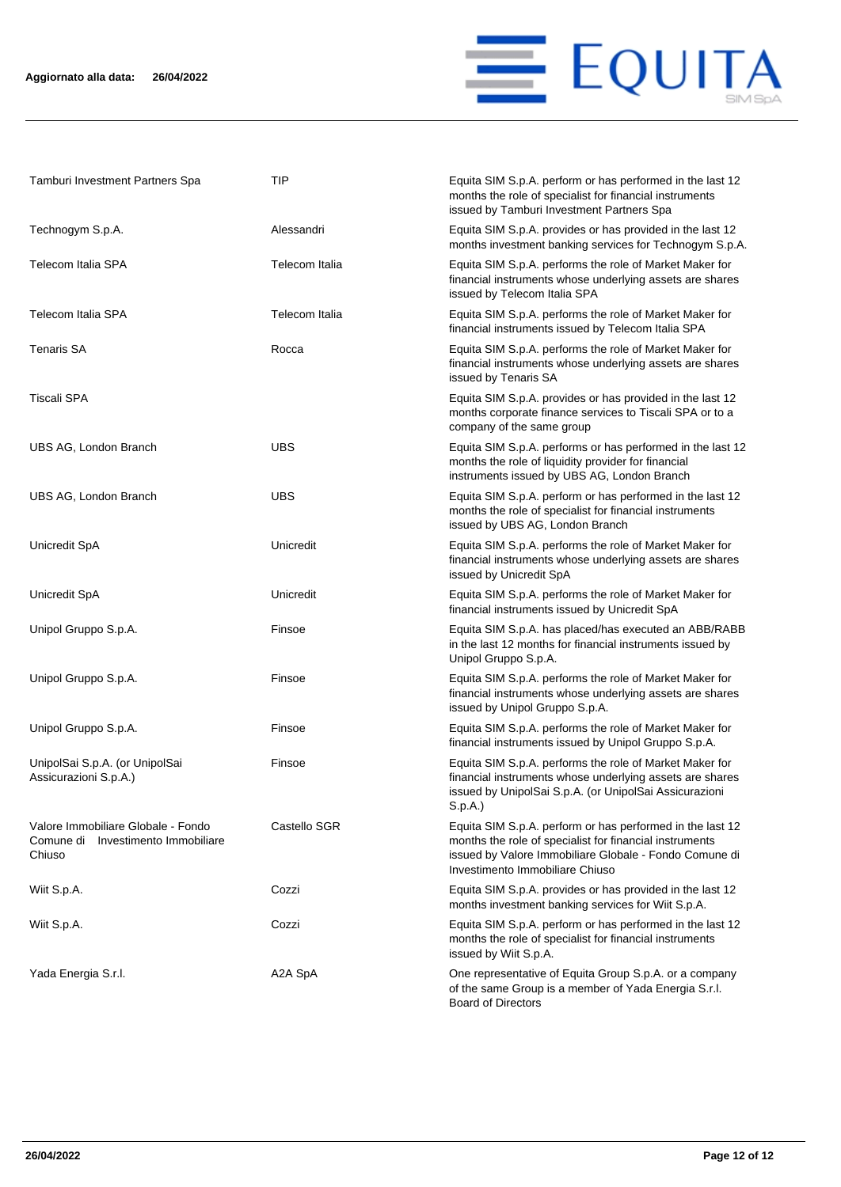| | | |
|---|---|---|
| Tamburi Investment Partners Spa | TIP | Equita SIM S.p.A. perform or has performed in the last 12 months the role of specialist for financial instruments issued by Tamburi Investment Partners Spa |
| Technogym S.p.A. | Alessandri | Equita SIM S.p.A. provides or has provided in the last 12 months investment banking services for Technogym S.p.A. |
| Telecom Italia SPA | Telecom Italia | Equita SIM S.p.A. performs the role of Market Maker for financial instruments whose underlying assets are shares issued by Telecom Italia SPA |
| Telecom Italia SPA | Telecom Italia | Equita SIM S.p.A. performs the role of Market Maker for financial instruments issued by Telecom Italia SPA |
| Tenaris SA | Rocca | Equita SIM S.p.A. performs the role of Market Maker for financial instruments whose underlying assets are shares issued by Tenaris SA |
| Tiscali SPA | | Equita SIM S.p.A. provides or has provided in the last 12 months corporate finance services to Tiscali SPA or to a company of the same group |
| UBS AG, London Branch | UBS | Equita SIM S.p.A. performs or has performed in the last 12 months the role of liquidity provider for financial instruments issued by UBS AG, London Branch |
| UBS AG, London Branch | UBS | Equita SIM S.p.A. perform or has performed in the last 12 months the role of specialist for financial instruments issued by UBS AG, London Branch |
| Unicredit SpA | Unicredit | Equita SIM S.p.A. performs the role of Market Maker for financial instruments whose underlying assets are shares issued by Unicredit SpA |
| Unicredit SpA | Unicredit | Equita SIM S.p.A. performs the role of Market Maker for financial instruments issued by Unicredit SpA |
| Unipol Gruppo S.p.A. | Finsoe | Equita SIM S.p.A. has placed/has executed an ABB/RABB in the last 12 months for financial instruments issued by Unipol Gruppo S.p.A. |
| Unipol Gruppo S.p.A. | Finsoe | Equita SIM S.p.A. performs the role of Market Maker for financial instruments whose underlying assets are shares issued by Unipol Gruppo S.p.A. |
| Unipol Gruppo S.p.A. | Finsoe | Equita SIM S.p.A. performs the role of Market Maker for financial instruments issued by Unipol Gruppo S.p.A. |
| UnipolSai S.p.A. (or UnipolSai Assicurazioni S.p.A.) | Finsoe | Equita SIM S.p.A. performs the role of Market Maker for financial instruments whose underlying assets are shares issued by UnipolSai S.p.A. (or UnipolSai Assicurazioni S.p.A.) |
| Valore Immobiliare Globale - Fondo Comune di Investimento Immobiliare Chiuso | Castello SGR | Equita SIM S.p.A. perform or has performed in the last 12 months the role of specialist for financial instruments issued by Valore Immobiliare Globale - Fondo Comune di Investimento Immobiliare Chiuso |
| Wiit S.p.A. | Cozzi | Equita SIM S.p.A. provides or has provided in the last 12 months investment banking services for Wiit S.p.A. |
| Wiit S.p.A. | Cozzi | Equita SIM S.p.A. perform or has performed in the last 12 months the role of specialist for financial instruments issued by Wiit S.p.A. |
| Yada Energia S.r.l. | A2A SpA | One representative of Equita Group S.p.A. or a company of the same Group is a member of Yada Energia S.r.l. Board of Directors |